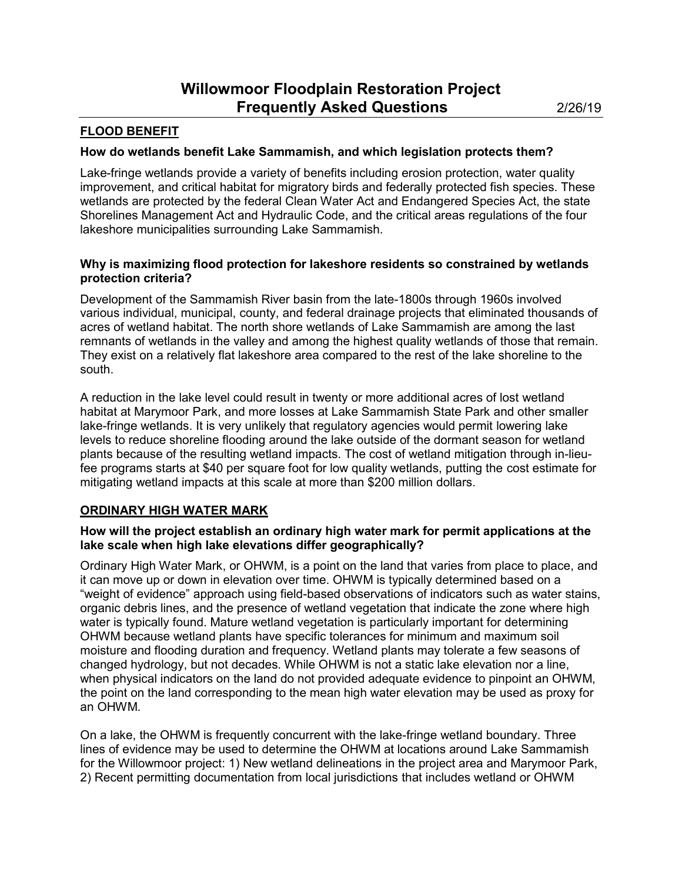# Willowmoor Floodplain Restoration Project Frequently Asked Questions

2/26/19

## FLOOD BENEFIT

### How do wetlands benefit Lake Sammamish, and which legislation protects them?

Lake-fringe wetlands provide a variety of benefits including erosion protection, water quality improvement, and critical habitat for migratory birds and federally protected fish species. These wetlands are protected by the federal Clean Water Act and Endangered Species Act, the state Shorelines Management Act and Hydraulic Code, and the critical areas regulations of the four lakeshore municipalities surrounding Lake Sammamish.

### Why is maximizing flood protection for lakeshore residents so constrained by wetlands protection criteria?

Development of the Sammamish River basin from the late-1800s through 1960s involved various individual, municipal, county, and federal drainage projects that eliminated thousands of acres of wetland habitat. The north shore wetlands of Lake Sammamish are among the last remnants of wetlands in the valley and among the highest quality wetlands of those that remain. They exist on a relatively flat lakeshore area compared to the rest of the lake shoreline to the south.

A reduction in the lake level could result in twenty or more additional acres of lost wetland habitat at Marymoor Park, and more losses at Lake Sammamish State Park and other smaller lake-fringe wetlands. It is very unlikely that regulatory agencies would permit lowering lake levels to reduce shoreline flooding around the lake outside of the dormant season for wetland plants because of the resulting wetland impacts. The cost of wetland mitigation through in-lieu-fee programs starts at $40 per square foot for low quality wetlands, putting the cost estimate for mitigating wetland impacts at this scale at more than $200 million dollars.

## ORDINARY HIGH WATER MARK

### How will the project establish an ordinary high water mark for permit applications at the lake scale when high lake elevations differ geographically?

Ordinary High Water Mark, or OHWM, is a point on the land that varies from place to place, and it can move up or down in elevation over time. OHWM is typically determined based on a "weight of evidence" approach using field-based observations of indicators such as water stains, organic debris lines, and the presence of wetland vegetation that indicate the zone where high water is typically found. Mature wetland vegetation is particularly important for determining OHWM because wetland plants have specific tolerances for minimum and maximum soil moisture and flooding duration and frequency. Wetland plants may tolerate a few seasons of changed hydrology, but not decades. While OHWM is not a static lake elevation nor a line, when physical indicators on the land do not provided adequate evidence to pinpoint an OHWM, the point on the land corresponding to the mean high water elevation may be used as proxy for an OHWM.

On a lake, the OHWM is frequently concurrent with the lake-fringe wetland boundary. Three lines of evidence may be used to determine the OHWM at locations around Lake Sammamish for the Willowmoor project: 1) New wetland delineations in the project area and Marymoor Park, 2) Recent permitting documentation from local jurisdictions that includes wetland or OHWM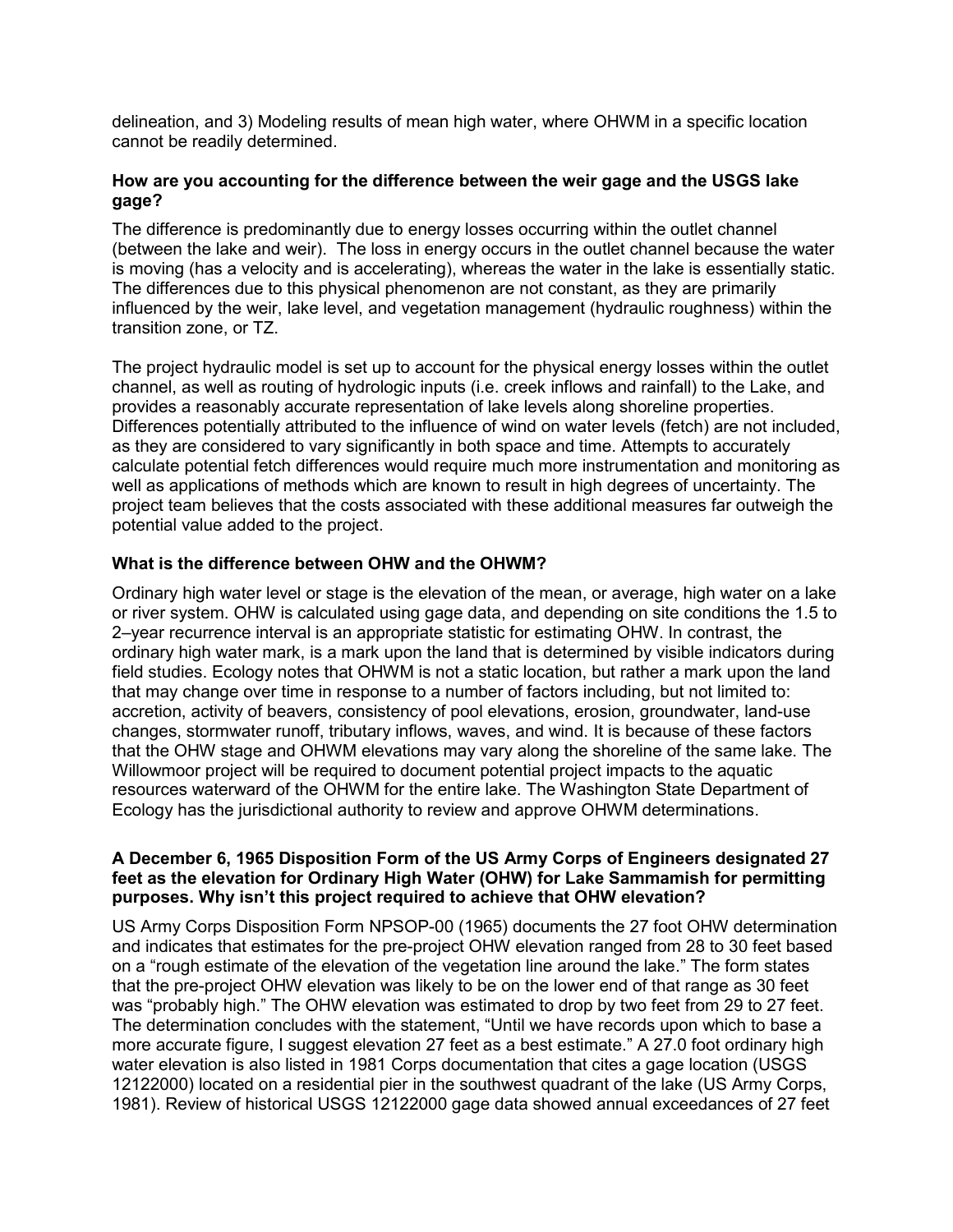delineation, and 3) Modeling results of mean high water, where OHWM in a specific location cannot be readily determined.

**How are you accounting for the difference between the weir gage and the USGS lake gage?**

The difference is predominantly due to energy losses occurring within the outlet channel (between the lake and weir). The loss in energy occurs in the outlet channel because the water is moving (has a velocity and is accelerating), whereas the water in the lake is essentially static. The differences due to this physical phenomenon are not constant, as they are primarily influenced by the weir, lake level, and vegetation management (hydraulic roughness) within the transition zone, or TZ.

The project hydraulic model is set up to account for the physical energy losses within the outlet channel, as well as routing of hydrologic inputs (i.e. creek inflows and rainfall) to the Lake, and provides a reasonably accurate representation of lake levels along shoreline properties. Differences potentially attributed to the influence of wind on water levels (fetch) are not included, as they are considered to vary significantly in both space and time. Attempts to accurately calculate potential fetch differences would require much more instrumentation and monitoring as well as applications of methods which are known to result in high degrees of uncertainty. The project team believes that the costs associated with these additional measures far outweigh the potential value added to the project.

**What is the difference between OHW and the OHWM?**

Ordinary high water level or stage is the elevation of the mean, or average, high water on a lake or river system. OHW is calculated using gage data, and depending on site conditions the 1.5 to 2–year recurrence interval is an appropriate statistic for estimating OHW. In contrast, the ordinary high water mark, is a mark upon the land that is determined by visible indicators during field studies. Ecology notes that OHWM is not a static location, but rather a mark upon the land that may change over time in response to a number of factors including, but not limited to: accretion, activity of beavers, consistency of pool elevations, erosion, groundwater, land-use changes, stormwater runoff, tributary inflows, waves, and wind. It is because of these factors that the OHW stage and OHWM elevations may vary along the shoreline of the same lake. The Willowmoor project will be required to document potential project impacts to the aquatic resources waterward of the OHWM for the entire lake. The Washington State Department of Ecology has the jurisdictional authority to review and approve OHWM determinations.

**A December 6, 1965 Disposition Form of the US Army Corps of Engineers designated 27 feet as the elevation for Ordinary High Water (OHW) for Lake Sammamish for permitting purposes. Why isn't this project required to achieve that OHW elevation?**

US Army Corps Disposition Form NPSOP-00 (1965) documents the 27 foot OHW determination and indicates that estimates for the pre-project OHW elevation ranged from 28 to 30 feet based on a "rough estimate of the elevation of the vegetation line around the lake." The form states that the pre-project OHW elevation was likely to be on the lower end of that range as 30 feet was "probably high." The OHW elevation was estimated to drop by two feet from 29 to 27 feet. The determination concludes with the statement, "Until we have records upon which to base a more accurate figure, I suggest elevation 27 feet as a best estimate." A 27.0 foot ordinary high water elevation is also listed in 1981 Corps documentation that cites a gage location (USGS 12122000) located on a residential pier in the southwest quadrant of the lake (US Army Corps, 1981). Review of historical USGS 12122000 gage data showed annual exceedances of 27 feet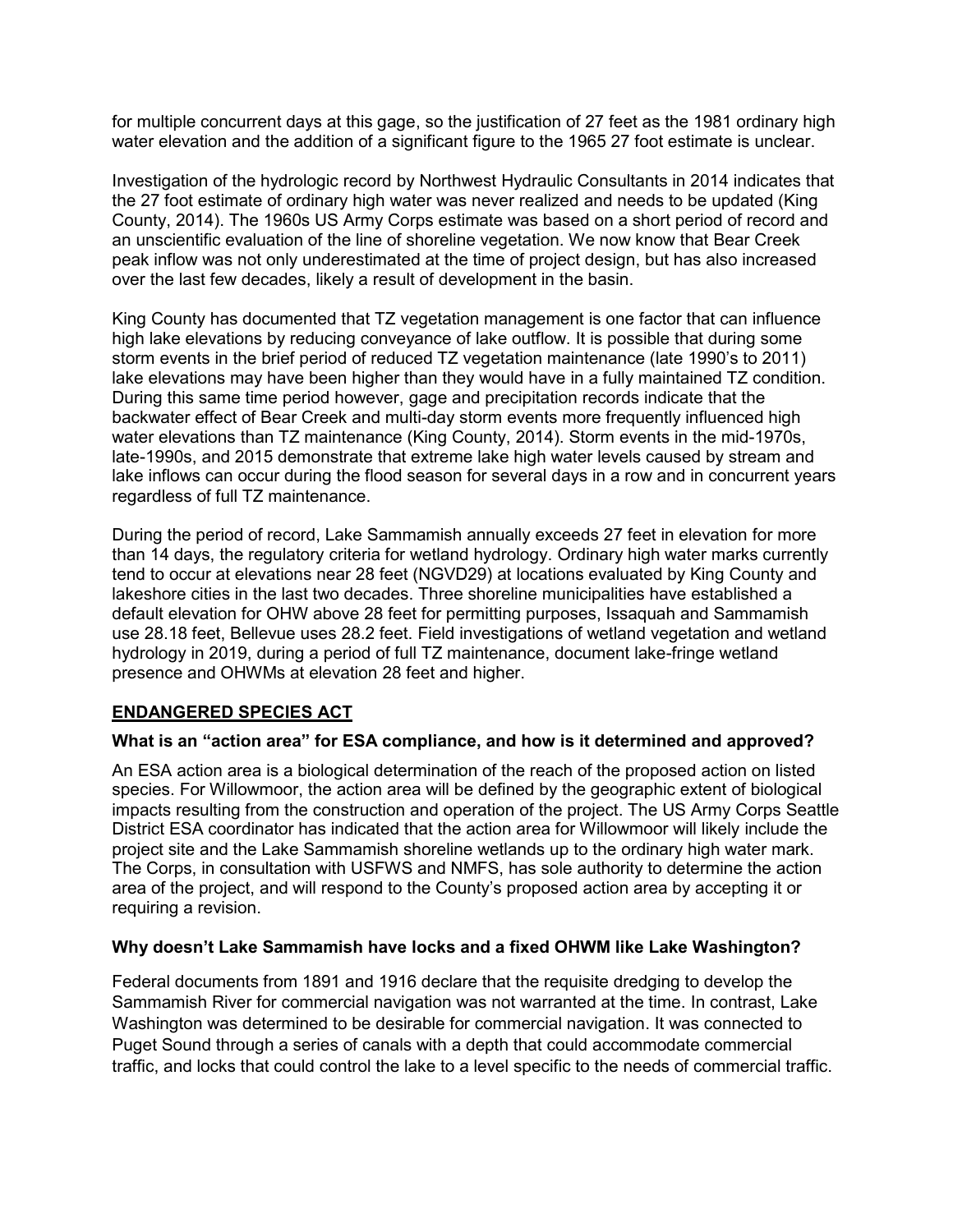for multiple concurrent days at this gage, so the justification of 27 feet as the 1981 ordinary high water elevation and the addition of a significant figure to the 1965 27 foot estimate is unclear.

Investigation of the hydrologic record by Northwest Hydraulic Consultants in 2014 indicates that the 27 foot estimate of ordinary high water was never realized and needs to be updated (King County, 2014). The 1960s US Army Corps estimate was based on a short period of record and an unscientific evaluation of the line of shoreline vegetation. We now know that Bear Creek peak inflow was not only underestimated at the time of project design, but has also increased over the last few decades, likely a result of development in the basin.

King County has documented that TZ vegetation management is one factor that can influence high lake elevations by reducing conveyance of lake outflow. It is possible that during some storm events in the brief period of reduced TZ vegetation maintenance (late 1990's to 2011) lake elevations may have been higher than they would have in a fully maintained TZ condition. During this same time period however, gage and precipitation records indicate that the backwater effect of Bear Creek and multi-day storm events more frequently influenced high water elevations than TZ maintenance (King County, 2014). Storm events in the mid-1970s, late-1990s, and 2015 demonstrate that extreme lake high water levels caused by stream and lake inflows can occur during the flood season for several days in a row and in concurrent years regardless of full TZ maintenance.

During the period of record, Lake Sammamish annually exceeds 27 feet in elevation for more than 14 days, the regulatory criteria for wetland hydrology. Ordinary high water marks currently tend to occur at elevations near 28 feet (NGVD29) at locations evaluated by King County and lakeshore cities in the last two decades. Three shoreline municipalities have established a default elevation for OHW above 28 feet for permitting purposes, Issaquah and Sammamish use 28.18 feet, Bellevue uses 28.2 feet. Field investigations of wetland vegetation and wetland hydrology in 2019, during a period of full TZ maintenance, document lake-fringe wetland presence and OHWMs at elevation 28 feet and higher.

## ENDANGERED SPECIES ACT

### What is an "action area" for ESA compliance, and how is it determined and approved?

An ESA action area is a biological determination of the reach of the proposed action on listed species. For Willowmoor, the action area will be defined by the geographic extent of biological impacts resulting from the construction and operation of the project. The US Army Corps Seattle District ESA coordinator has indicated that the action area for Willowmoor will likely include the project site and the Lake Sammamish shoreline wetlands up to the ordinary high water mark. The Corps, in consultation with USFWS and NMFS, has sole authority to determine the action area of the project, and will respond to the County's proposed action area by accepting it or requiring a revision.

### Why doesn't Lake Sammamish have locks and a fixed OHWM like Lake Washington?

Federal documents from 1891 and 1916 declare that the requisite dredging to develop the Sammamish River for commercial navigation was not warranted at the time. In contrast, Lake Washington was determined to be desirable for commercial navigation. It was connected to Puget Sound through a series of canals with a depth that could accommodate commercial traffic, and locks that could control the lake to a level specific to the needs of commercial traffic.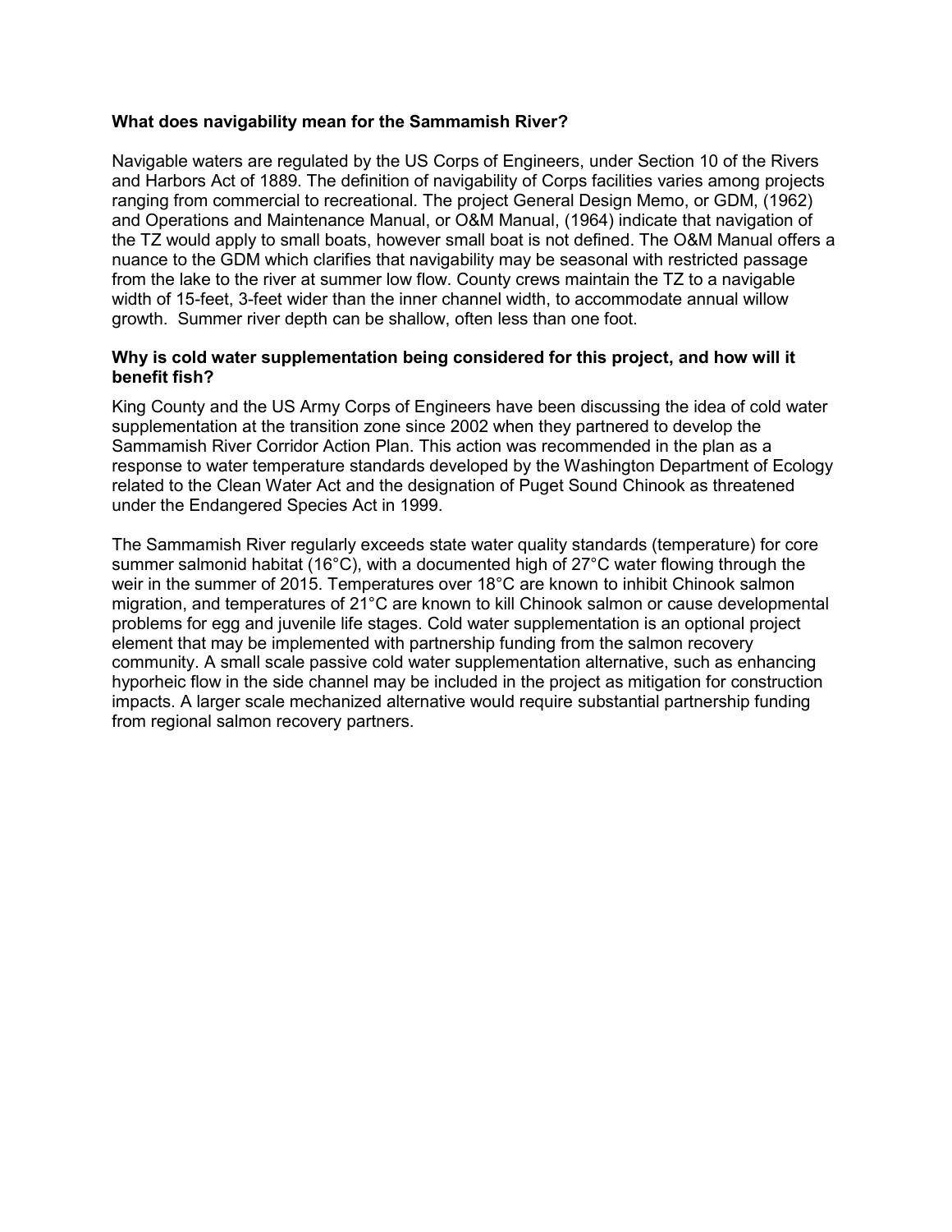**What does navigability mean for the Sammamish River?**

Navigable waters are regulated by the US Corps of Engineers, under Section 10 of the Rivers and Harbors Act of 1889. The definition of navigability of Corps facilities varies among projects ranging from commercial to recreational. The project General Design Memo, or GDM, (1962) and Operations and Maintenance Manual, or O&M Manual, (1964) indicate that navigation of the TZ would apply to small boats, however small boat is not defined. The O&M Manual offers a nuance to the GDM which clarifies that navigability may be seasonal with restricted passage from the lake to the river at summer low flow. County crews maintain the TZ to a navigable width of 15-feet, 3-feet wider than the inner channel width, to accommodate annual willow growth. Summer river depth can be shallow, often less than one foot.

**Why is cold water supplementation being considered for this project, and how will it benefit fish?**

King County and the US Army Corps of Engineers have been discussing the idea of cold water supplementation at the transition zone since 2002 when they partnered to develop the Sammamish River Corridor Action Plan. This action was recommended in the plan as a response to water temperature standards developed by the Washington Department of Ecology related to the Clean Water Act and the designation of Puget Sound Chinook as threatened under the Endangered Species Act in 1999.

The Sammamish River regularly exceeds state water quality standards (temperature) for core summer salmonid habitat (16°C), with a documented high of 27°C water flowing through the weir in the summer of 2015. Temperatures over 18°C are known to inhibit Chinook salmon migration, and temperatures of 21°C are known to kill Chinook salmon or cause developmental problems for egg and juvenile life stages. Cold water supplementation is an optional project element that may be implemented with partnership funding from the salmon recovery community. A small scale passive cold water supplementation alternative, such as enhancing hyporheic flow in the side channel may be included in the project as mitigation for construction impacts. A larger scale mechanized alternative would require substantial partnership funding from regional salmon recovery partners.